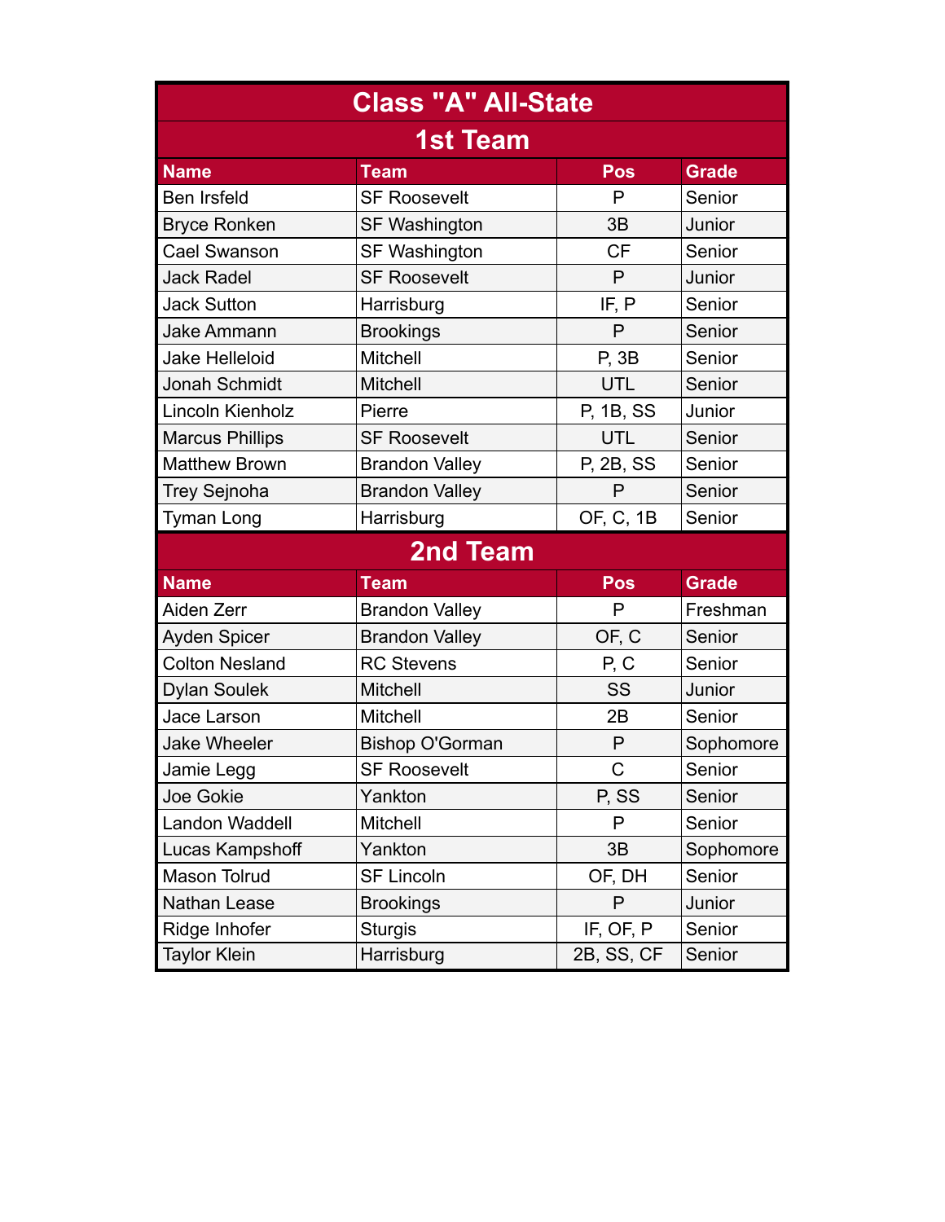# Class "A" All-State

## 1st Team

| Name | Team | Pos | Grade |
|---|---|---|---|
| Ben Irsfeld | SF Roosevelt | P | Senior |
| Bryce Ronken | SF Washington | 3B | Junior |
| Cael Swanson | SF Washington | CF | Senior |
| Jack Radel | SF Roosevelt | P | Junior |
| Jack Sutton | Harrisburg | IF, P | Senior |
| Jake Ammann | Brookings | P | Senior |
| Jake Helleloid | Mitchell | P, 3B | Senior |
| Jonah Schmidt | Mitchell | UTL | Senior |
| Lincoln Kienholz | Pierre | P, 1B, SS | Junior |
| Marcus Phillips | SF Roosevelt | UTL | Senior |
| Matthew Brown | Brandon Valley | P, 2B, SS | Senior |
| Trey Sejnoha | Brandon Valley | P | Senior |
| Tyman Long | Harrisburg | OF, C, 1B | Senior |

## 2nd Team

| Name | Team | Pos | Grade |
|---|---|---|---|
| Aiden Zerr | Brandon Valley | P | Freshman |
| Ayden Spicer | Brandon Valley | OF, C | Senior |
| Colton Nesland | RC Stevens | P, C | Senior |
| Dylan Soulek | Mitchell | SS | Junior |
| Jace Larson | Mitchell | 2B | Senior |
| Jake Wheeler | Bishop O'Gorman | P | Sophomore |
| Jamie Legg | SF Roosevelt | C | Senior |
| Joe Gokie | Yankton | P, SS | Senior |
| Landon Waddell | Mitchell | P | Senior |
| Lucas Kampshoff | Yankton | 3B | Sophomore |
| Mason Tolrud | SF Lincoln | OF, DH | Senior |
| Nathan Lease | Brookings | P | Junior |
| Ridge Inhofer | Sturgis | IF, OF, P | Senior |
| Taylor Klein | Harrisburg | 2B, SS, CF | Senior |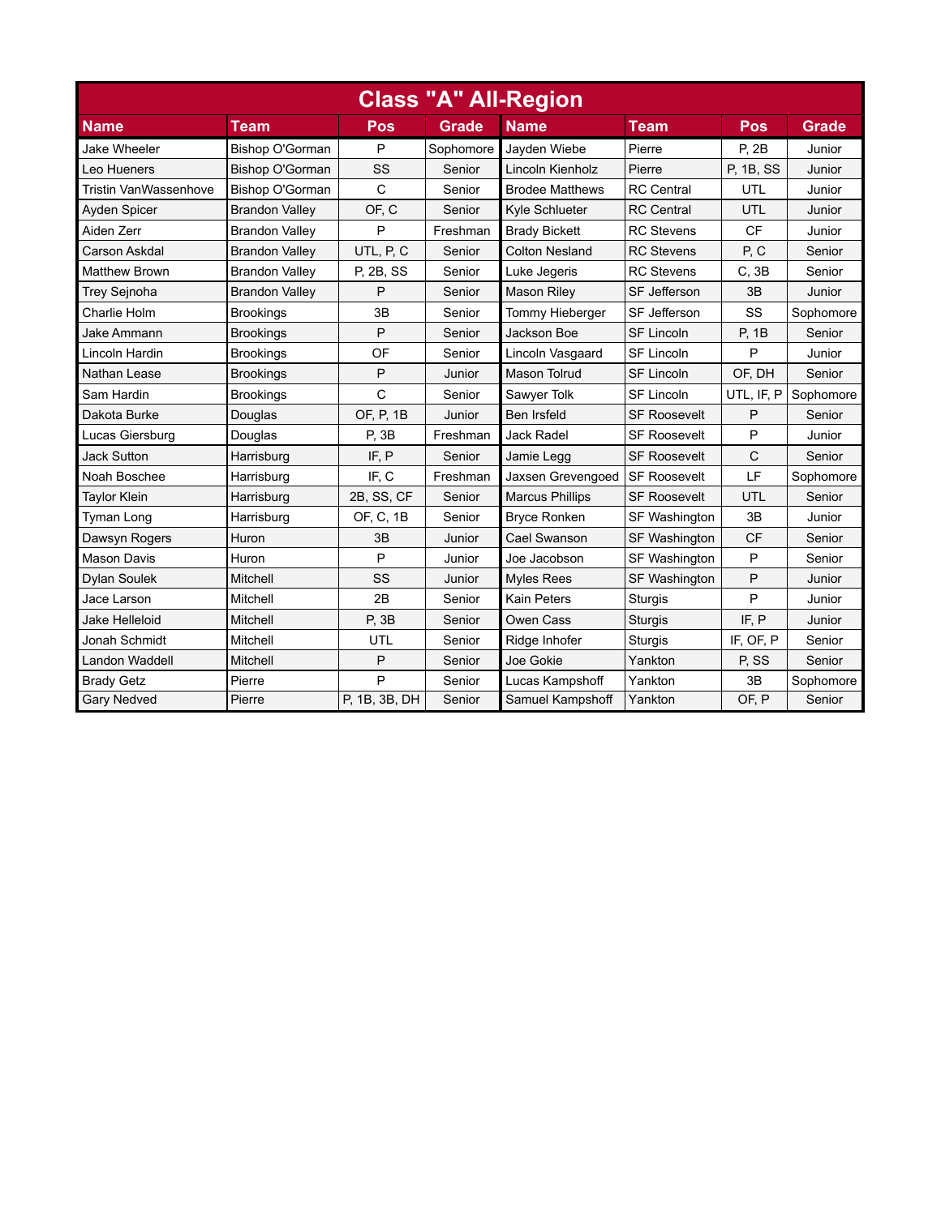# Class "A" All-Region

| Name | Team | Pos | Grade | Name | Team | Pos | Grade |
|---|---|---|---|---|---|---|---|
| Jake Wheeler | Bishop O'Gorman | P | Sophomore | Jayden Wiebe | Pierre | P, 2B | Junior |
| Leo Hueners | Bishop O'Gorman | SS | Senior | Lincoln Kienholz | Pierre | P, 1B, SS | Junior |
| Tristin VanWassenhove | Bishop O'Gorman | C | Senior | Brodee Matthews | RC Central | UTL | Junior |
| Ayden Spicer | Brandon Valley | OF, C | Senior | Kyle Schlueter | RC Central | UTL | Junior |
| Aiden Zerr | Brandon Valley | P | Freshman | Brady Bickett | RC Stevens | CF | Junior |
| Carson Askdal | Brandon Valley | UTL, P, C | Senior | Colton Nesland | RC Stevens | P, C | Senior |
| Matthew Brown | Brandon Valley | P, 2B, SS | Senior | Luke Jegeris | RC Stevens | C, 3B | Senior |
| Trey Sejnoha | Brandon Valley | P | Senior | Mason Riley | SF Jefferson | 3B | Junior |
| Charlie Holm | Brookings | 3B | Senior | Tommy Hieberger | SF Jefferson | SS | Sophomore |
| Jake Ammann | Brookings | P | Senior | Jackson Boe | SF Lincoln | P, 1B | Senior |
| Lincoln Hardin | Brookings | OF | Senior | Lincoln Vasgaard | SF Lincoln | P | Junior |
| Nathan Lease | Brookings | P | Junior | Mason Tolrud | SF Lincoln | OF, DH | Senior |
| Sam Hardin | Brookings | C | Senior | Sawyer Tolk | SF Lincoln | UTL, IF, P | Sophomore |
| Dakota Burke | Douglas | OF, P, 1B | Junior | Ben Irsfeld | SF Roosevelt | P | Senior |
| Lucas Giersburg | Douglas | P, 3B | Freshman | Jack Radel | SF Roosevelt | P | Junior |
| Jack Sutton | Harrisburg | IF, P | Senior | Jamie Legg | SF Roosevelt | C | Senior |
| Noah Boschee | Harrisburg | IF, C | Freshman | Jaxsen Grevengoed | SF Roosevelt | LF | Sophomore |
| Taylor Klein | Harrisburg | 2B, SS, CF | Senior | Marcus Phillips | SF Roosevelt | UTL | Senior |
| Tyman Long | Harrisburg | OF, C, 1B | Senior | Bryce Ronken | SF Washington | 3B | Junior |
| Dawsyn Rogers | Huron | 3B | Junior | Cael Swanson | SF Washington | CF | Senior |
| Mason Davis | Huron | P | Junior | Joe Jacobson | SF Washington | P | Senior |
| Dylan Soulek | Mitchell | SS | Junior | Myles Rees | SF Washington | P | Junior |
| Jace Larson | Mitchell | 2B | Senior | Kain Peters | Sturgis | P | Junior |
| Jake Helleloid | Mitchell | P, 3B | Senior | Owen Cass | Sturgis | IF, P | Junior |
| Jonah Schmidt | Mitchell | UTL | Senior | Ridge Inhofer | Sturgis | IF, OF, P | Senior |
| Landon Waddell | Mitchell | P | Senior | Joe Gokie | Yankton | P, SS | Senior |
| Brady Getz | Pierre | P | Senior | Lucas Kampshoff | Yankton | 3B | Sophomore |
| Gary Nedved | Pierre | P, 1B, 3B, DH | Senior | Samuel Kampshoff | Yankton | OF, P | Senior |